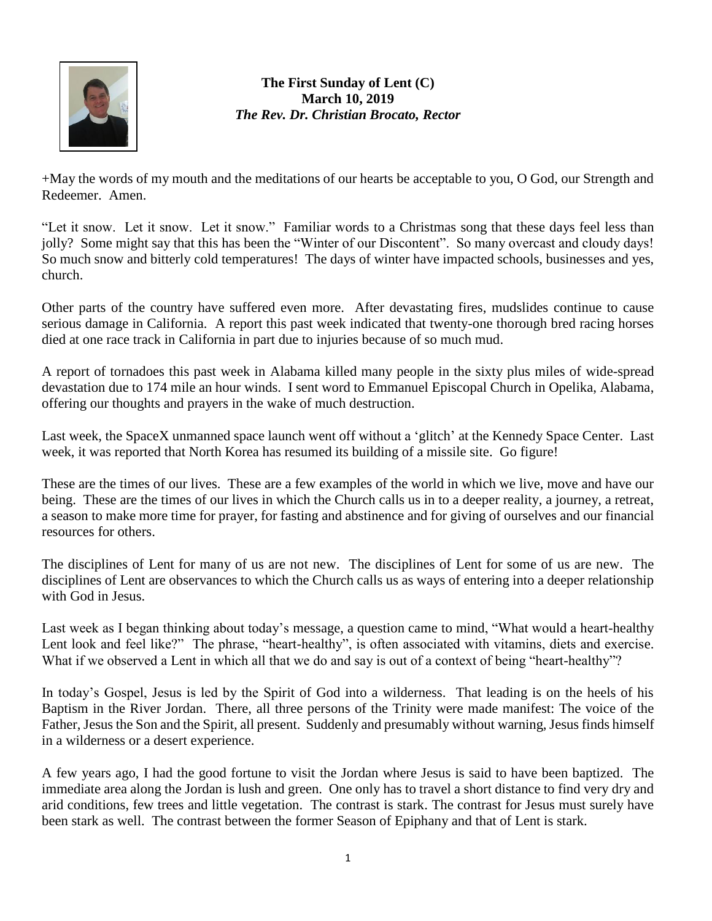**The First Sunday of Lent (C)**
**March 10, 2019**
***The Rev. Dr. Christian Brocato, Rector***

+May the words of my mouth and the meditations of our hearts be acceptable to you, O God, our Strength and Redeemer. Amen.

"Let it snow. Let it snow. Let it snow." Familiar words to a Christmas song that these days feel less than jolly? Some might say that this has been the "Winter of our Discontent". So many overcast and cloudy days! So much snow and bitterly cold temperatures! The days of winter have impacted schools, businesses and yes, church.

Other parts of the country have suffered even more. After devastating fires, mudslides continue to cause serious damage in California. A report this past week indicated that twenty-one thorough bred racing horses died at one race track in California in part due to injuries because of so much mud.

A report of tornadoes this past week in Alabama killed many people in the sixty plus miles of wide-spread devastation due to 174 mile an hour winds. I sent word to Emmanuel Episcopal Church in Opelika, Alabama, offering our thoughts and prayers in the wake of much destruction.

Last week, the SpaceX unmanned space launch went off without a 'glitch' at the Kennedy Space Center. Last week, it was reported that North Korea has resumed its building of a missile site. Go figure!

These are the times of our lives. These are a few examples of the world in which we live, move and have our being. These are the times of our lives in which the Church calls us in to a deeper reality, a journey, a retreat, a season to make more time for prayer, for fasting and abstinence and for giving of ourselves and our financial resources for others.

The disciplines of Lent for many of us are not new. The disciplines of Lent for some of us are new. The disciplines of Lent are observances to which the Church calls us as ways of entering into a deeper relationship with God in Jesus.

Last week as I began thinking about today's message, a question came to mind, "What would a heart-healthy Lent look and feel like?" The phrase, "heart-healthy", is often associated with vitamins, diets and exercise. What if we observed a Lent in which all that we do and say is out of a context of being "heart-healthy"?

In today's Gospel, Jesus is led by the Spirit of God into a wilderness. That leading is on the heels of his Baptism in the River Jordan. There, all three persons of the Trinity were made manifest: The voice of the Father, Jesus the Son and the Spirit, all present. Suddenly and presumably without warning, Jesus finds himself in a wilderness or a desert experience.

A few years ago, I had the good fortune to visit the Jordan where Jesus is said to have been baptized. The immediate area along the Jordan is lush and green. One only has to travel a short distance to find very dry and arid conditions, few trees and little vegetation. The contrast is stark. The contrast for Jesus must surely have been stark as well. The contrast between the former Season of Epiphany and that of Lent is stark.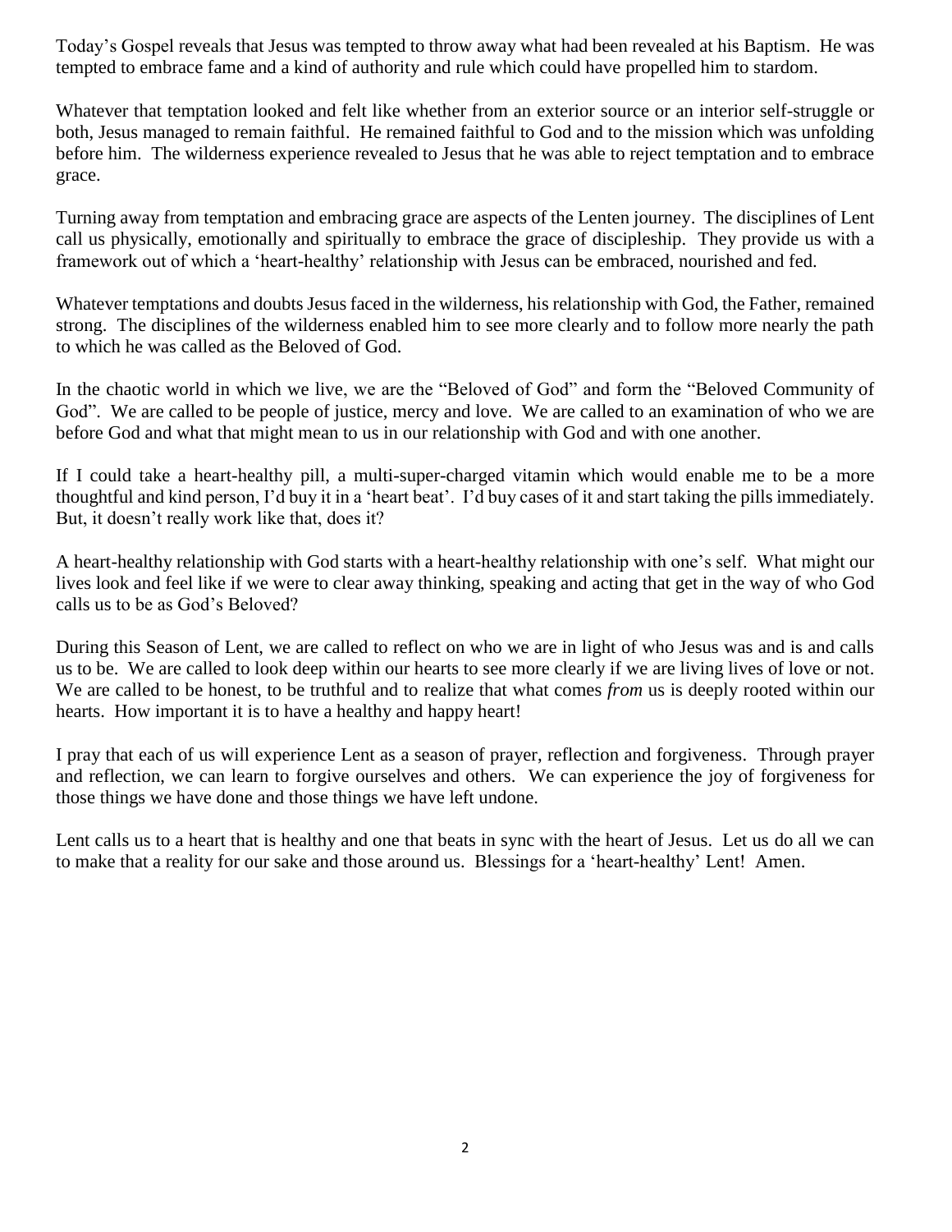Today's Gospel reveals that Jesus was tempted to throw away what had been revealed at his Baptism. He was tempted to embrace fame and a kind of authority and rule which could have propelled him to stardom.

Whatever that temptation looked and felt like whether from an exterior source or an interior self-struggle or both, Jesus managed to remain faithful. He remained faithful to God and to the mission which was unfolding before him. The wilderness experience revealed to Jesus that he was able to reject temptation and to embrace grace.

Turning away from temptation and embracing grace are aspects of the Lenten journey. The disciplines of Lent call us physically, emotionally and spiritually to embrace the grace of discipleship. They provide us with a framework out of which a 'heart-healthy' relationship with Jesus can be embraced, nourished and fed.

Whatever temptations and doubts Jesus faced in the wilderness, his relationship with God, the Father, remained strong. The disciplines of the wilderness enabled him to see more clearly and to follow more nearly the path to which he was called as the Beloved of God.

In the chaotic world in which we live, we are the "Beloved of God" and form the "Beloved Community of God". We are called to be people of justice, mercy and love. We are called to an examination of who we are before God and what that might mean to us in our relationship with God and with one another.

If I could take a heart-healthy pill, a multi-super-charged vitamin which would enable me to be a more thoughtful and kind person, I'd buy it in a 'heart beat'. I'd buy cases of it and start taking the pills immediately. But, it doesn't really work like that, does it?

A heart-healthy relationship with God starts with a heart-healthy relationship with one's self. What might our lives look and feel like if we were to clear away thinking, speaking and acting that get in the way of who God calls us to be as God's Beloved?

During this Season of Lent, we are called to reflect on who we are in light of who Jesus was and is and calls us to be. We are called to look deep within our hearts to see more clearly if we are living lives of love or not. We are called to be honest, to be truthful and to realize that what comes *from* us is deeply rooted within our hearts. How important it is to have a healthy and happy heart!

I pray that each of us will experience Lent as a season of prayer, reflection and forgiveness. Through prayer and reflection, we can learn to forgive ourselves and others. We can experience the joy of forgiveness for those things we have done and those things we have left undone.

Lent calls us to a heart that is healthy and one that beats in sync with the heart of Jesus. Let us do all we can to make that a reality for our sake and those around us. Blessings for a 'heart-healthy' Lent! Amen.